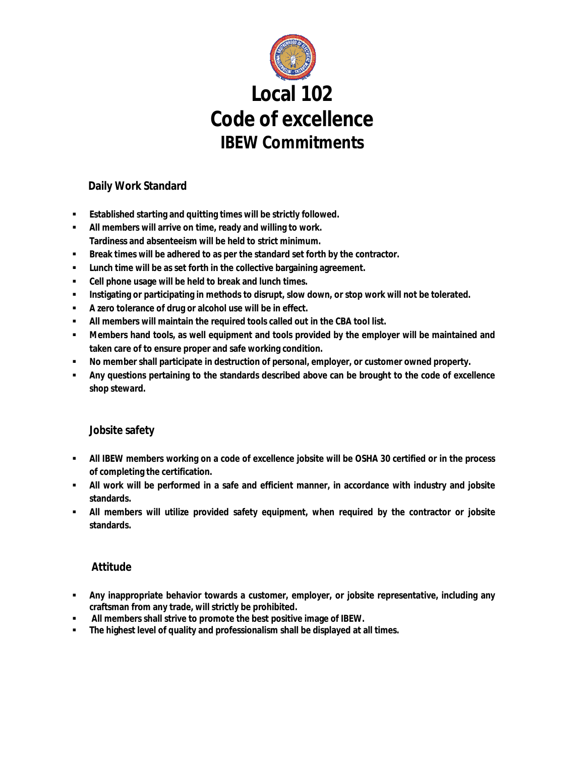# Local 102
# Code of excellence
## IBEW Commitments

### Daily Work Standard

- **Established starting and quitting times will be strictly followed.**
- **All members will arrive on time, ready and willing to work.**
  **Tardiness and absenteeism will be held to strict minimum.**
- **Break times will be adhered to as per the standard set forth by the contractor.**
- **Lunch time will be as set forth in the collective bargaining agreement.**
- **Cell phone usage will be held to break and lunch times.**
- **Instigating or participating in methods to disrupt, slow down, or stop work will not be tolerated.**
- **A zero tolerance of drug or alcohol use will be in effect.**
- **All members will maintain the required tools called out in the CBA tool list.**
- **Members hand tools, as well equipment and tools provided by the employer will be maintained and taken care of to ensure proper and safe working condition.**
- **No member shall participate in destruction of personal, employer, or customer owned property.**
- **Any questions pertaining to the standards described above can be brought to the code of excellence shop steward.**

### Jobsite safety

- **All IBEW members working on a code of excellence jobsite will be OSHA 30 certified or in the process of completing the certification.**
- **All work will be performed in a safe and efficient manner, in accordance with industry and jobsite standards.**
- **All members will utilize provided safety equipment, when required by the contractor or jobsite standards.**

### Attitude

- **Any inappropriate behavior towards a customer, employer, or jobsite representative, including any craftsman from any trade, will strictly be prohibited.**
- **All members shall strive to promote the best positive image of IBEW.**
- **The highest level of quality and professionalism shall be displayed at all times.**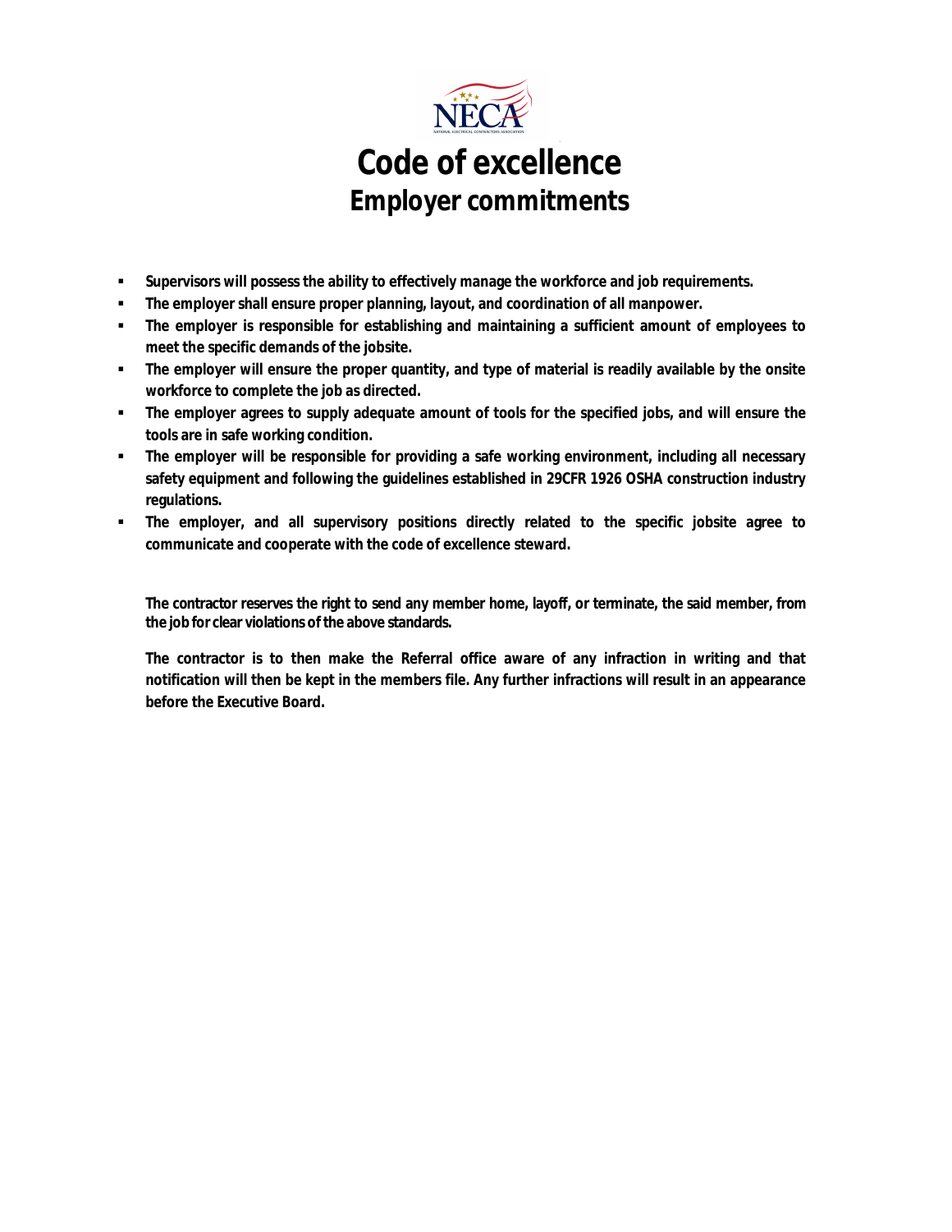# Code of excellence

## Employer commitments

- Supervisors will possess the ability to effectively manage the workforce and job requirements.
- The employer shall ensure proper planning, layout, and coordination of all manpower.
- The employer is responsible for establishing and maintaining a sufficient amount of employees to meet the specific demands of the jobsite.
- The employer will ensure the proper quantity, and type of material is readily available by the onsite workforce to complete the job as directed.
- The employer agrees to supply adequate amount of tools for the specified jobs, and will ensure the tools are in safe working condition.
- The employer will be responsible for providing a safe working environment, including all necessary safety equipment and following the guidelines established in 29CFR 1926 OSHA construction industry regulations.
- The employer, and all supervisory positions directly related to the specific jobsite agree to communicate and cooperate with the code of excellence steward.

**The contractor reserves the right to send any member home, layoff, or terminate, the said member, from the job for clear violations of the above standards.**

**The contractor is to then make the Referral office aware of any infraction in writing and that notification will then be kept in the members file. Any further infractions will result in an appearance before the Executive Board.**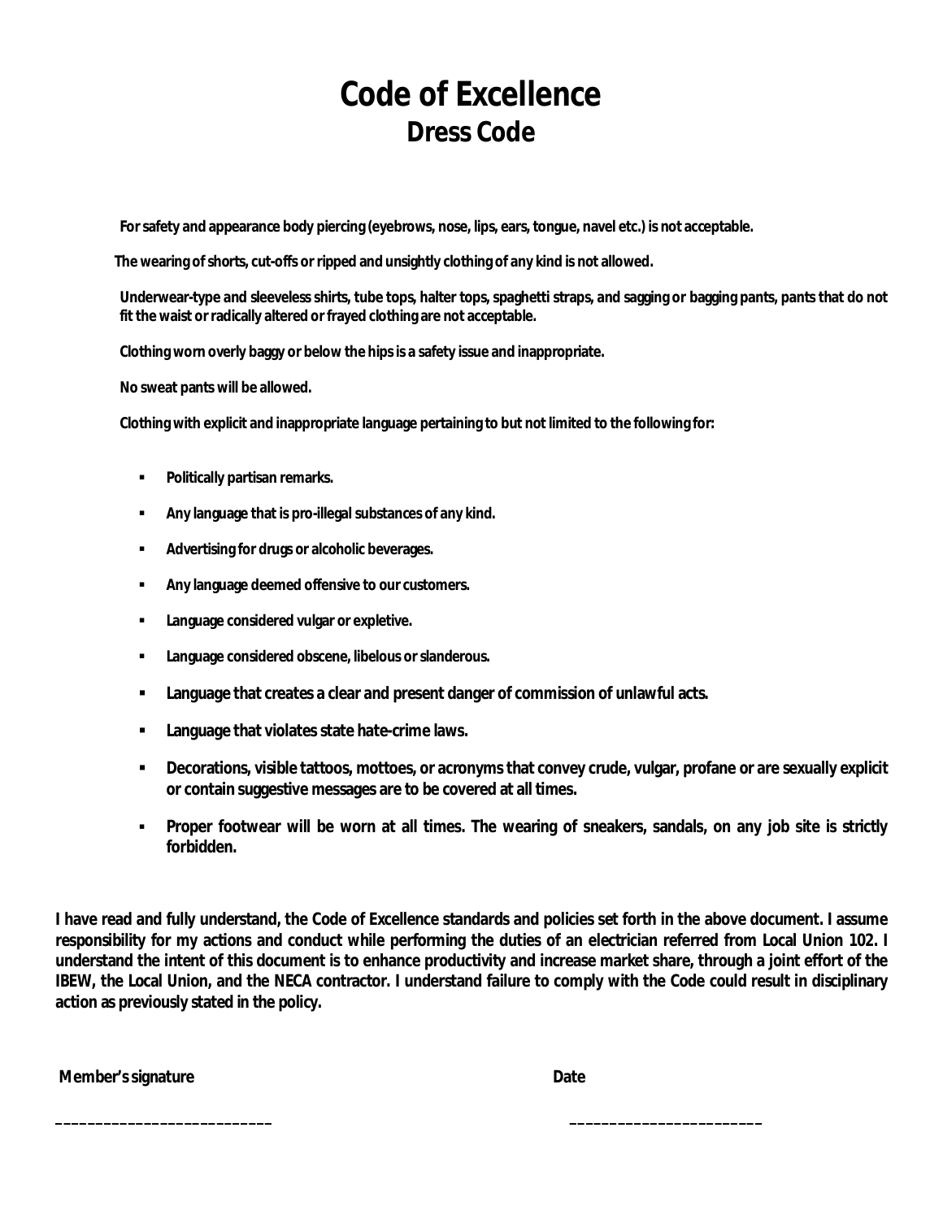# Code of Excellence
## Dress Code

**For safety and appearance body piercing (eyebrows, nose, lips, ears, tongue, navel etc.) is not acceptable.**

**The wearing of shorts, cut-offs or ripped and unsightly clothing of any kind is not allowed.**

**Underwear-type and sleeveless shirts, tube tops, halter tops, spaghetti straps, and sagging or bagging pants, pants that do not fit the waist or radically altered or frayed clothing are not acceptable.**

**Clothing worn overly baggy or below the hips is a safety issue and inappropriate.**

**No sweat pants will be allowed.**

**Clothing with explicit and inappropriate language pertaining to but not limited to the following for:**

- **Politically partisan remarks.**
- **Any language that is pro-illegal substances of any kind.**
- **Advertising for drugs or alcoholic beverages.**
- **Any language deemed offensive to our customers.**
- **Language considered vulgar or expletive.**
- **Language considered obscene, libelous or slanderous.**
- **Language that creates a clear and present danger of commission of unlawful acts.**
- **Language that violates state hate-crime laws.**
- **Decorations, visible tattoos, mottoes, or acronyms that convey crude, vulgar, profane or are sexually explicit or contain suggestive messages are to be covered at all times.**
- **Proper footwear will be worn at all times. The wearing of sneakers, sandals, on any job site is strictly forbidden.**

**I have read and fully understand, the Code of Excellence standards and policies set forth in the above document. I assume responsibility for my actions and conduct while performing the duties of an electrician referred from Local Union 102. I understand the intent of this document is to enhance productivity and increase market share, through a joint effort of the IBEW, the Local Union, and the NECA contractor. I understand failure to comply with the Code could result in disciplinary action as previously stated in the policy.**

**Member's signature** ___________________________

**Date** ________________________